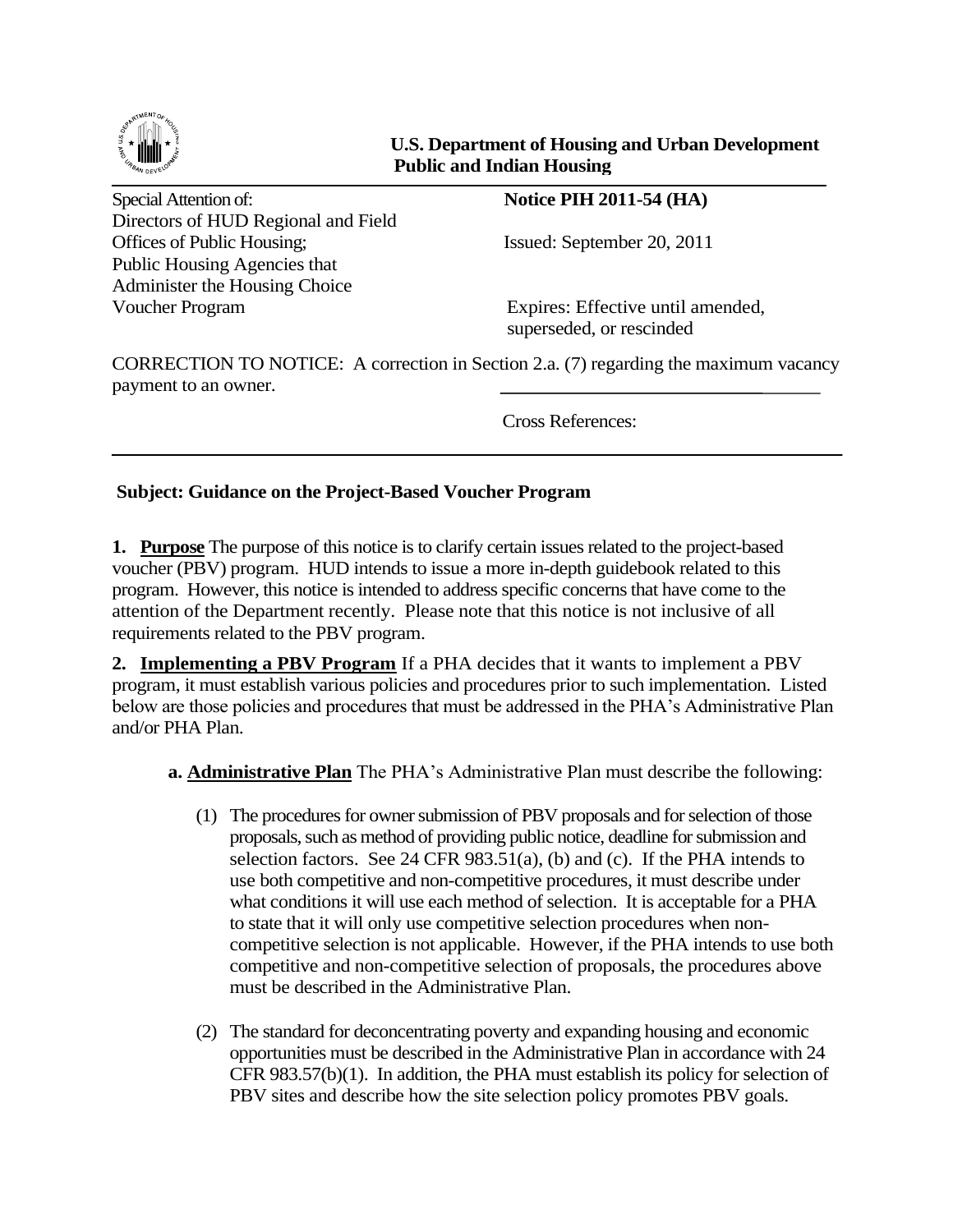**U.S. Department of Housing and Urban Development**
**Public and Indian Housing**

Special Attention of:
Directors of HUD Regional and Field Offices of Public Housing; Public Housing Agencies that Administer the Housing Choice Voucher Program

**Notice PIH 2011-54 (HA)**

Issued: September 20, 2011

Expires: Effective until amended, superseded, or rescinded

CORRECTION TO NOTICE: A correction in Section 2.a. (7) regarding the maximum vacancy payment to an owner.

Cross References:

**Subject: Guidance on the Project-Based Voucher Program**

**1. Purpose** The purpose of this notice is to clarify certain issues related to the project-based voucher (PBV) program. HUD intends to issue a more in-depth guidebook related to this program. However, this notice is intended to address specific concerns that have come to the attention of the Department recently. Please note that this notice is not inclusive of all requirements related to the PBV program.

**2. Implementing a PBV Program** If a PHA decides that it wants to implement a PBV program, it must establish various policies and procedures prior to such implementation. Listed below are those policies and procedures that must be addressed in the PHA's Administrative Plan and/or PHA Plan.

**a. Administrative Plan** The PHA's Administrative Plan must describe the following:

(1) The procedures for owner submission of PBV proposals and for selection of those proposals, such as method of providing public notice, deadline for submission and selection factors. See 24 CFR 983.51(a), (b) and (c). If the PHA intends to use both competitive and non-competitive procedures, it must describe under what conditions it will use each method of selection. It is acceptable for a PHA to state that it will only use competitive selection procedures when non-competitive selection is not applicable. However, if the PHA intends to use both competitive and non-competitive selection of proposals, the procedures above must be described in the Administrative Plan.

(2) The standard for deconcentrating poverty and expanding housing and economic opportunities must be described in the Administrative Plan in accordance with 24 CFR 983.57(b)(1). In addition, the PHA must establish its policy for selection of PBV sites and describe how the site selection policy promotes PBV goals.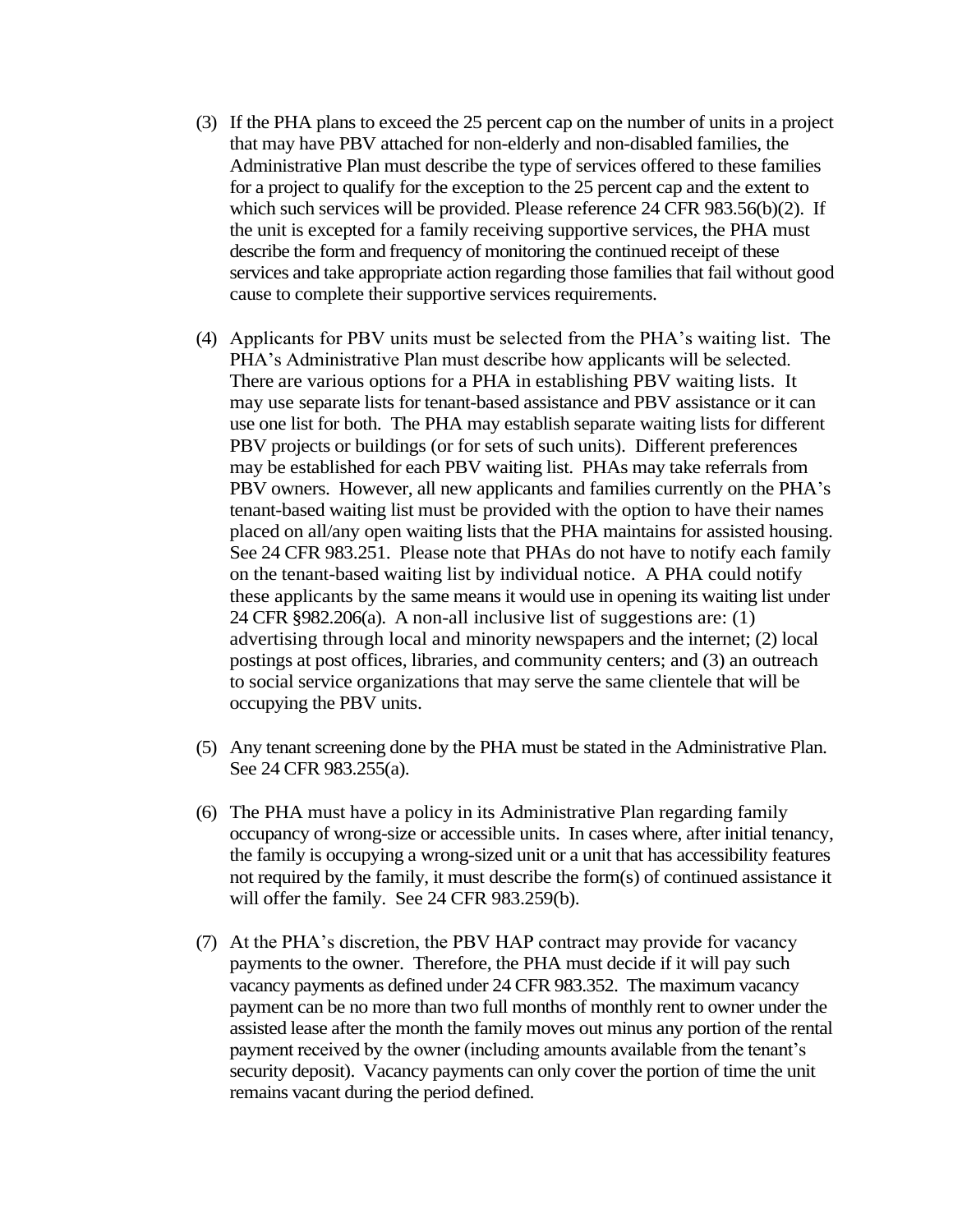(3) If the PHA plans to exceed the 25 percent cap on the number of units in a project that may have PBV attached for non-elderly and non-disabled families, the Administrative Plan must describe the type of services offered to these families for a project to qualify for the exception to the 25 percent cap and the extent to which such services will be provided. Please reference 24 CFR 983.56(b)(2). If the unit is excepted for a family receiving supportive services, the PHA must describe the form and frequency of monitoring the continued receipt of these services and take appropriate action regarding those families that fail without good cause to complete their supportive services requirements.

(4) Applicants for PBV units must be selected from the PHA's waiting list. The PHA's Administrative Plan must describe how applicants will be selected. There are various options for a PHA in establishing PBV waiting lists. It may use separate lists for tenant-based assistance and PBV assistance or it can use one list for both. The PHA may establish separate waiting lists for different PBV projects or buildings (or for sets of such units). Different preferences may be established for each PBV waiting list. PHAs may take referrals from PBV owners. However, all new applicants and families currently on the PHA's tenant-based waiting list must be provided with the option to have their names placed on all/any open waiting lists that the PHA maintains for assisted housing. See 24 CFR 983.251. Please note that PHAs do not have to notify each family on the tenant-based waiting list by individual notice. A PHA could notify these applicants by the same means it would use in opening its waiting list under 24 CFR §982.206(a). A non-all inclusive list of suggestions are: (1) advertising through local and minority newspapers and the internet; (2) local postings at post offices, libraries, and community centers; and (3) an outreach to social service organizations that may serve the same clientele that will be occupying the PBV units.

(5) Any tenant screening done by the PHA must be stated in the Administrative Plan. See 24 CFR 983.255(a).

(6) The PHA must have a policy in its Administrative Plan regarding family occupancy of wrong-size or accessible units. In cases where, after initial tenancy, the family is occupying a wrong-sized unit or a unit that has accessibility features not required by the family, it must describe the form(s) of continued assistance it will offer the family. See 24 CFR 983.259(b).

(7) At the PHA's discretion, the PBV HAP contract may provide for vacancy payments to the owner. Therefore, the PHA must decide if it will pay such vacancy payments as defined under 24 CFR 983.352. The maximum vacancy payment can be no more than two full months of monthly rent to owner under the assisted lease after the month the family moves out minus any portion of the rental payment received by the owner (including amounts available from the tenant's security deposit). Vacancy payments can only cover the portion of time the unit remains vacant during the period defined.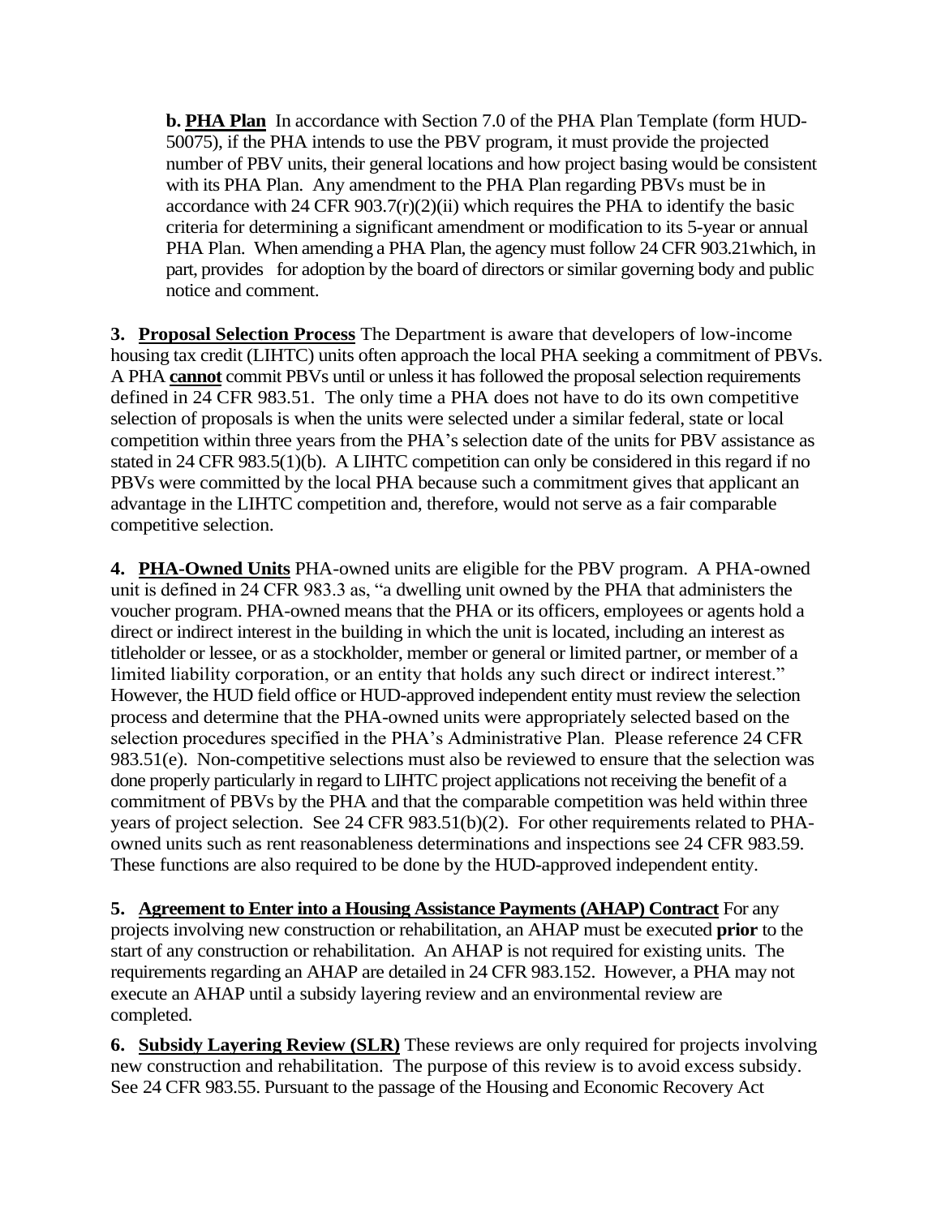**b. PHA Plan** In accordance with Section 7.0 of the PHA Plan Template (form HUD-50075), if the PHA intends to use the PBV program, it must provide the projected number of PBV units, their general locations and how project basing would be consistent with its PHA Plan. Any amendment to the PHA Plan regarding PBVs must be in accordance with 24 CFR 903.7(r)(2)(ii) which requires the PHA to identify the basic criteria for determining a significant amendment or modification to its 5-year or annual PHA Plan. When amending a PHA Plan, the agency must follow 24 CFR 903.21which, in part, provides for adoption by the board of directors or similar governing body and public notice and comment.

**3. Proposal Selection Process** The Department is aware that developers of low-income housing tax credit (LIHTC) units often approach the local PHA seeking a commitment of PBVs. A PHA **cannot** commit PBVs until or unless it has followed the proposal selection requirements defined in 24 CFR 983.51. The only time a PHA does not have to do its own competitive selection of proposals is when the units were selected under a similar federal, state or local competition within three years from the PHA's selection date of the units for PBV assistance as stated in 24 CFR 983.5(1)(b). A LIHTC competition can only be considered in this regard if no PBVs were committed by the local PHA because such a commitment gives that applicant an advantage in the LIHTC competition and, therefore, would not serve as a fair comparable competitive selection.

**4. PHA-Owned Units** PHA-owned units are eligible for the PBV program. A PHA-owned unit is defined in 24 CFR 983.3 as, "a dwelling unit owned by the PHA that administers the voucher program. PHA-owned means that the PHA or its officers, employees or agents hold a direct or indirect interest in the building in which the unit is located, including an interest as titleholder or lessee, or as a stockholder, member or general or limited partner, or member of a limited liability corporation, or an entity that holds any such direct or indirect interest." However, the HUD field office or HUD-approved independent entity must review the selection process and determine that the PHA-owned units were appropriately selected based on the selection procedures specified in the PHA's Administrative Plan. Please reference 24 CFR 983.51(e). Non-competitive selections must also be reviewed to ensure that the selection was done properly particularly in regard to LIHTC project applications not receiving the benefit of a commitment of PBVs by the PHA and that the comparable competition was held within three years of project selection. See 24 CFR 983.51(b)(2). For other requirements related to PHA-owned units such as rent reasonableness determinations and inspections see 24 CFR 983.59. These functions are also required to be done by the HUD-approved independent entity.

**5. Agreement to Enter into a Housing Assistance Payments (AHAP) Contract** For any projects involving new construction or rehabilitation, an AHAP must be executed **prior** to the start of any construction or rehabilitation. An AHAP is not required for existing units. The requirements regarding an AHAP are detailed in 24 CFR 983.152. However, a PHA may not execute an AHAP until a subsidy layering review and an environmental review are completed.

**6. Subsidy Layering Review (SLR)** These reviews are only required for projects involving new construction and rehabilitation. The purpose of this review is to avoid excess subsidy. See 24 CFR 983.55. Pursuant to the passage of the Housing and Economic Recovery Act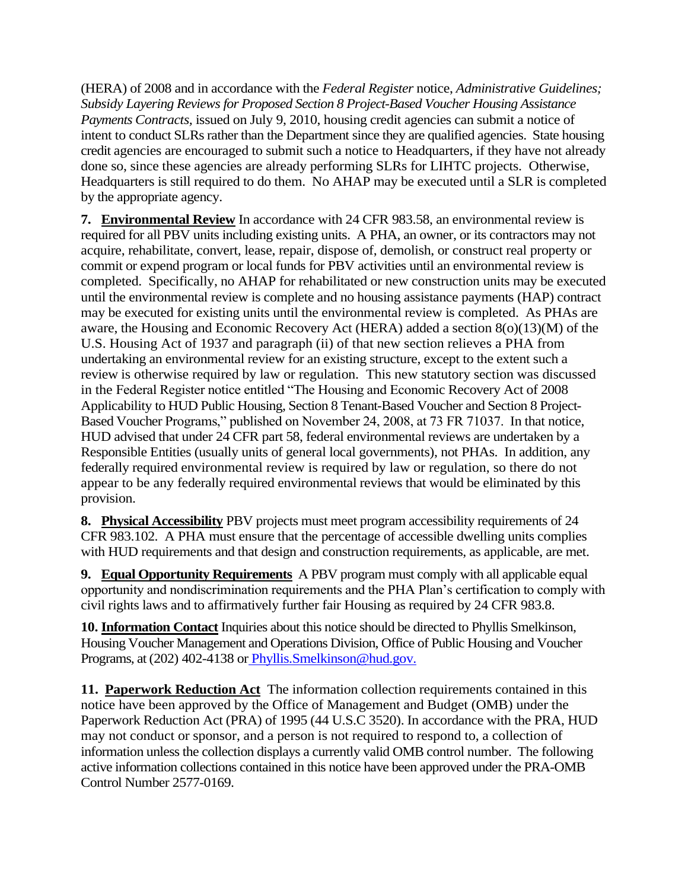(HERA) of 2008 and in accordance with the *Federal Register* notice, *Administrative Guidelines; Subsidy Layering Reviews for Proposed Section 8 Project-Based Voucher Housing Assistance Payments Contracts,* issued on July 9, 2010, housing credit agencies can submit a notice of intent to conduct SLRs rather than the Department since they are qualified agencies. State housing credit agencies are encouraged to submit such a notice to Headquarters, if they have not already done so, since these agencies are already performing SLRs for LIHTC projects. Otherwise, Headquarters is still required to do them. No AHAP may be executed until a SLR is completed by the appropriate agency.

**7. Environmental Review** In accordance with 24 CFR 983.58, an environmental review is required for all PBV units including existing units. A PHA, an owner, or its contractors may not acquire, rehabilitate, convert, lease, repair, dispose of, demolish, or construct real property or commit or expend program or local funds for PBV activities until an environmental review is completed. Specifically, no AHAP for rehabilitated or new construction units may be executed until the environmental review is complete and no housing assistance payments (HAP) contract may be executed for existing units until the environmental review is completed. As PHAs are aware, the Housing and Economic Recovery Act (HERA) added a section 8(o)(13)(M) of the U.S. Housing Act of 1937 and paragraph (ii) of that new section relieves a PHA from undertaking an environmental review for an existing structure, except to the extent such a review is otherwise required by law or regulation. This new statutory section was discussed in the Federal Register notice entitled "The Housing and Economic Recovery Act of 2008 Applicability to HUD Public Housing, Section 8 Tenant-Based Voucher and Section 8 Project-Based Voucher Programs," published on November 24, 2008, at 73 FR 71037. In that notice, HUD advised that under 24 CFR part 58, federal environmental reviews are undertaken by a Responsible Entities (usually units of general local governments), not PHAs. In addition, any federally required environmental review is required by law or regulation, so there do not appear to be any federally required environmental reviews that would be eliminated by this provision.

**8. Physical Accessibility** PBV projects must meet program accessibility requirements of 24 CFR 983.102. A PHA must ensure that the percentage of accessible dwelling units complies with HUD requirements and that design and construction requirements, as applicable, are met.

**9. Equal Opportunity Requirements** A PBV program must comply with all applicable equal opportunity and nondiscrimination requirements and the PHA Plan's certification to comply with civil rights laws and to affirmatively further fair Housing as required by 24 CFR 983.8.

**10. Information Contact** Inquiries about this notice should be directed to Phyllis Smelkinson, Housing Voucher Management and Operations Division, Office of Public Housing and Voucher Programs, at (202) 402-4138 or Phyllis.Smelkinson@hud.gov.

**11. Paperwork Reduction Act** The information collection requirements contained in this notice have been approved by the Office of Management and Budget (OMB) under the Paperwork Reduction Act (PRA) of 1995 (44 U.S.C 3520). In accordance with the PRA, HUD may not conduct or sponsor, and a person is not required to respond to, a collection of information unless the collection displays a currently valid OMB control number. The following active information collections contained in this notice have been approved under the PRA-OMB Control Number 2577-0169.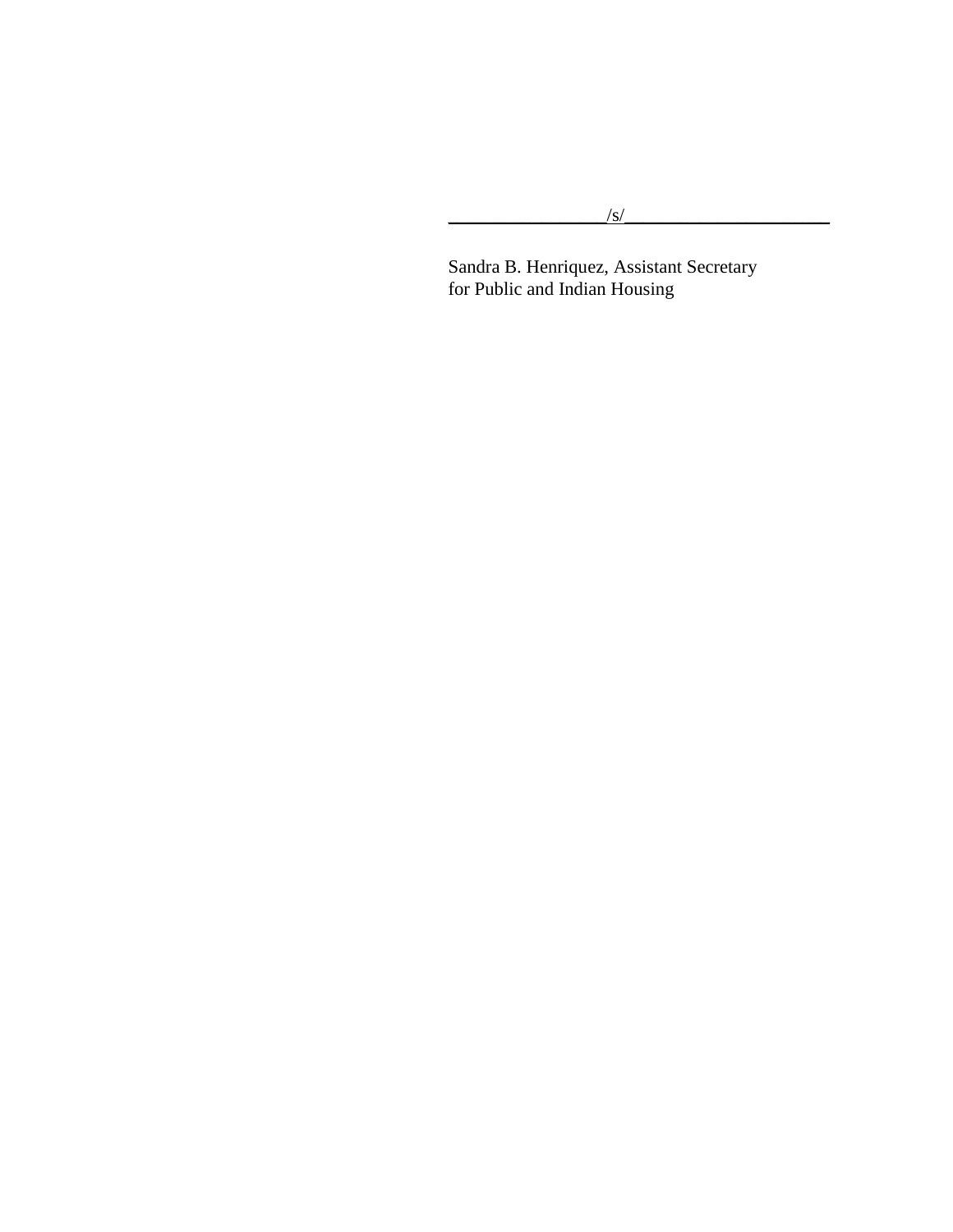_________________/s/______________________

Sandra B. Henriquez, Assistant Secretary
for Public and Indian Housing